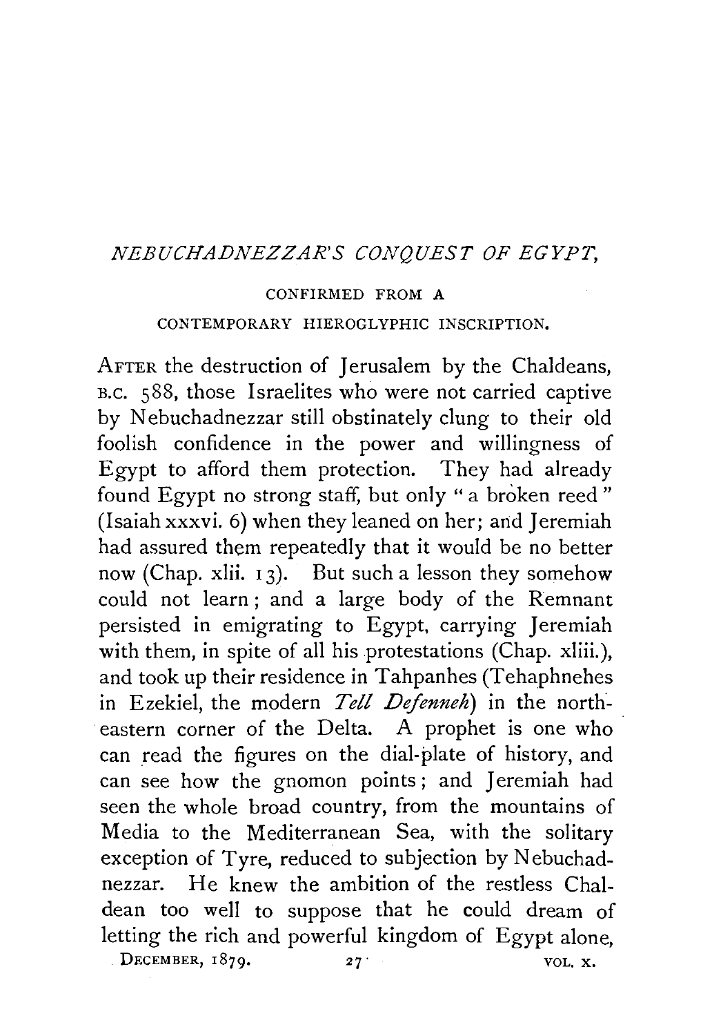# *NEBUCHADNEZZAR'S CONQUEST OF EGYPT,*

CONFIRMED FROM A

CONTEMPORARY HIEROGLYPHIC INSCRIPTION.

AFTER the destruction of Jerusalem by the Chaldeans, B.C. 588, those Israelites who were not carried captive by Nebuchadnezzar still obstinately clung to their old foolish confidence in the power and willingness of Egypt to afford them protection. They had already found Egypt no strong staff, but only "a broken reed" (Isaiah xxxvi. 6) when they leaned on her; and Jeremiah had assured them repeatedly that it would be no better now (Chap. xlii. 13). But such a lesson they somehow could not learn; and a large body of the Remnant persisted in emigrating to Egypt, carrying Jeremiah with them, in spite of all his protestations (Chap. xliii.), and took up their residence in Tahpanhes (Tehaphnehes in Ezekiel, the modern *Tell Defenneh*) in the north-eastern corner of the Delta. A prophet is one who can read the figures on the dial-plate of history, and can see how the gnomon points; and Jeremiah had seen the whole broad country, from the mountains of Media to the Mediterranean Sea, with the solitary exception of Tyre, reduced to subjection by Nebuchadnezzar. He knew the ambition of the restless Chaldean too well to suppose that he could dream of letting the rich and powerful kingdom of Egypt alone,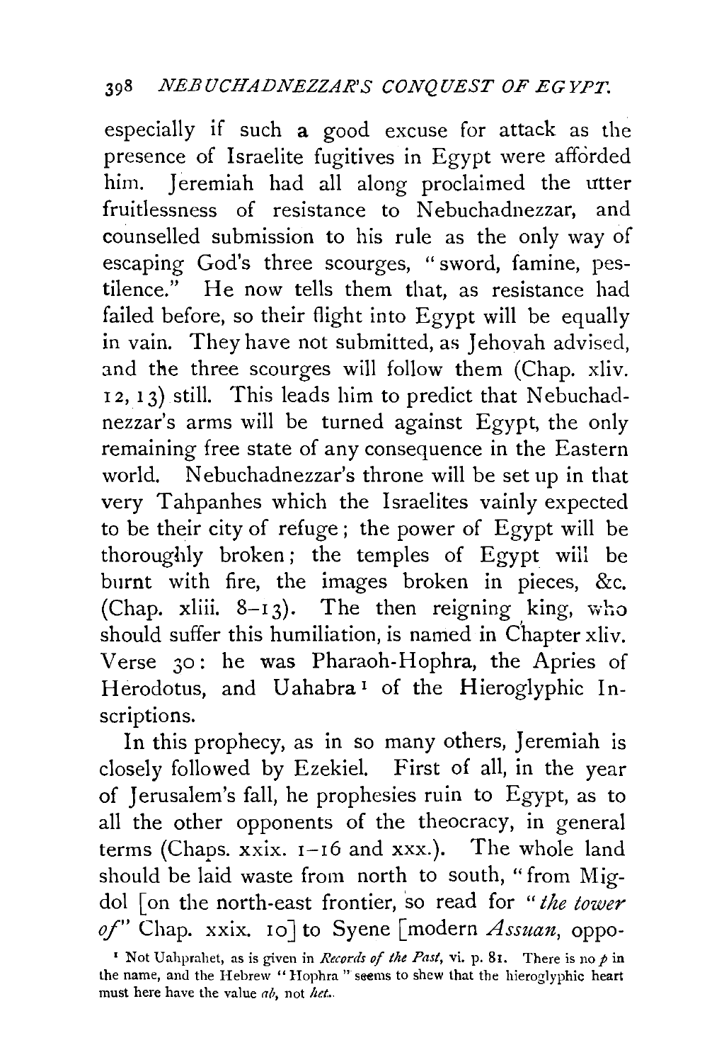especially if such a good excuse for attack as the presence of Israelite fugitives in Egypt were afforded him. Jeremiah had all along proclaimed the utter fruitlessness of resistance to Nebuchadnezzar, and counselled submission to his rule as the only way of escaping God's three scourges, "sword, famine, pestilence." He now tells them that, as resistance had failed before, so their flight into Egypt will be equally in vain. They have not submitted, as Jehovah advised, and the three scourges will follow them (Chap. xliv. 12, 13) still. This leads him to predict that Nebuchadnezzar's arms will be turned against Egypt, the only remaining free state of any consequence in the Eastern world. Nebuchadnezzar's throne will be set up in that very Tahpanhes which the Israelites vainly expected to be their city of refuge; the power of Egypt will be thoroughly broken; the temples of Egypt will be burnt with fire, the images broken in pieces, &c. (Chap. xliii. 8–13). The then reigning king, who should suffer this humiliation, is named in Chapter xliv. Verse 30: he was Pharaoh-Hophra, the Apries of Herodotus, and Uahabra [1] of the Hieroglyphic Inscriptions.

In this prophecy, as in so many others, Jeremiah is closely followed by Ezekiel. First of all, in the year of Jerusalem's fall, he prophesies ruin to Egypt, as to all the other opponents of the theocracy, in general terms (Chaps. xxix. 1–16 and xxx.). The whole land should be laid waste from north to south, "from Migdol [on the north-east frontier, so read for "*the tower of*" Chap. xxix. 10] to Syene [modern *Assuan*, oppo-

[1] Not Uahprahet, as is given in *Records of the Past*, vi. p. 81. There is no *p* in the name, and the Hebrew "Hophra" seems to shew that the hieroglyphic heart must here have the value *ab*, not *het*.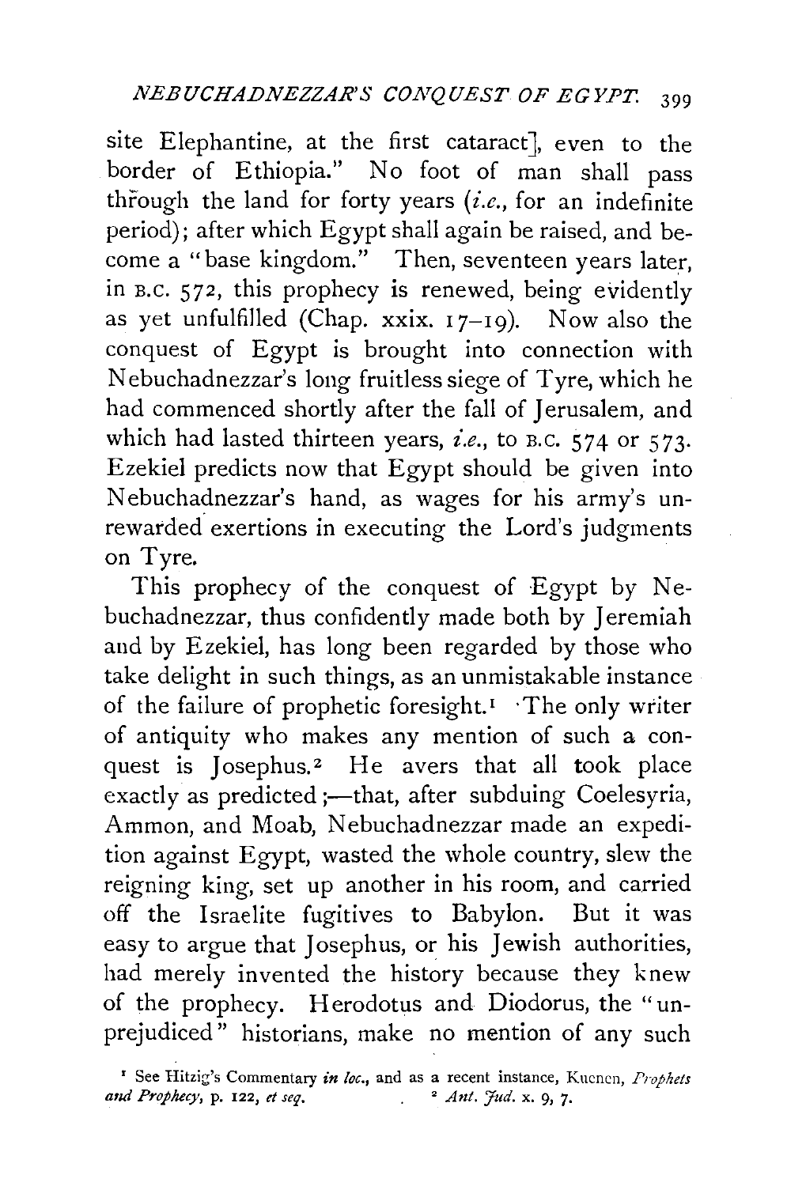site Elephantine, at the first cataract], even to the border of Ethiopia." No foot of man shall pass through the land for forty years (*i.e.*, for an indefinite period); after which Egypt shall again be raised, and become a "base kingdom." Then, seventeen years later, in B.C. 572, this prophecy is renewed, being evidently as yet unfulfilled (Chap. xxix. 17–19). Now also the conquest of Egypt is brought into connection with Nebuchadnezzar's long fruitless siege of Tyre, which he had commenced shortly after the fall of Jerusalem, and which had lasted thirteen years, *i.e.*, to B.C. 574 or 573. Ezekiel predicts now that Egypt should be given into Nebuchadnezzar's hand, as wages for his army's unrewarded exertions in executing the Lord's judgments on Tyre.

This prophecy of the conquest of Egypt by Nebuchadnezzar, thus confidently made both by Jeremiah and by Ezekiel, has long been regarded by those who take delight in such things, as an unmistakable instance of the failure of prophetic foresight.[1] The only writer of antiquity who makes any mention of such a conquest is Josephus.[2] He avers that all took place exactly as predicted;—that, after subduing Coelesyria, Ammon, and Moab, Nebuchadnezzar made an expedition against Egypt, wasted the whole country, slew the reigning king, set up another in his room, and carried off the Israelite fugitives to Babylon. But it was easy to argue that Josephus, or his Jewish authorities, had merely invented the history because they knew of the prophecy. Herodotus and Diodorus, the "unprejudiced" historians, make no mention of any such

[1] See Hitzig's Commentary *in loc.*, and as a recent instance, Kuenen, *Prophets and Prophecy*, p. 122, *et seq.*

[2] *Ant. Jud.* x. 9, 7.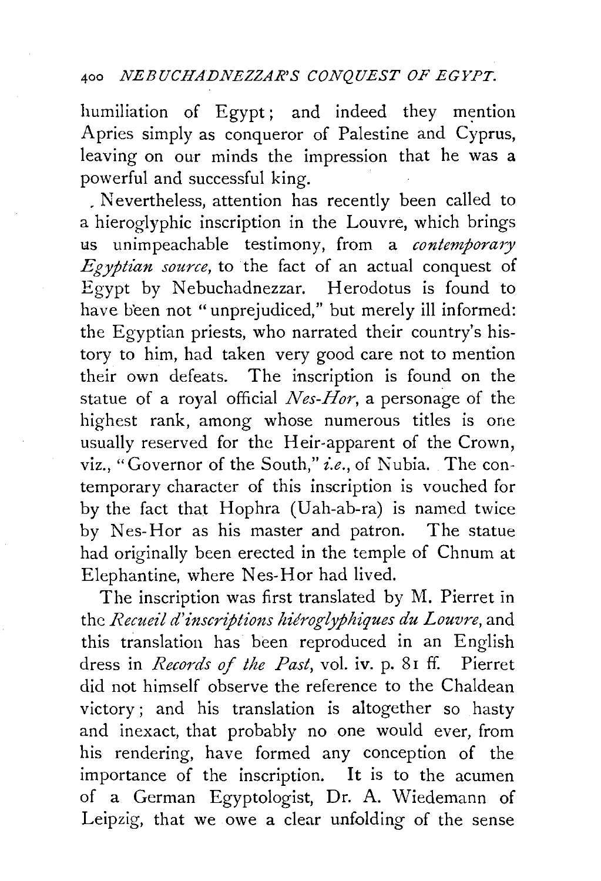humiliation of Egypt; and indeed they mention Apries simply as conqueror of Palestine and Cyprus, leaving on our minds the impression that he was a powerful and successful king.

Nevertheless, attention has recently been called to a hieroglyphic inscription in the Louvre, which brings us unimpeachable testimony, from a *contemporary Egyptian source*, to the fact of an actual conquest of Egypt by Nebuchadnezzar. Herodotus is found to have been not "unprejudiced," but merely ill informed: the Egyptian priests, who narrated their country's history to him, had taken very good care not to mention their own defeats. The inscription is found on the statue of a royal official *Nes-Hor*, a personage of the highest rank, among whose numerous titles is one usually reserved for the Heir-apparent of the Crown, viz., "Governor of the South," *i.e.*, of Nubia. The contemporary character of this inscription is vouched for by the fact that Hophra (Uah-ab-ra) is named twice by Nes-Hor as his master and patron. The statue had originally been erected in the temple of Chnum at Elephantine, where Nes-Hor had lived.

The inscription was first translated by M. Pierret in the *Recueil d'inscriptions hiéroglyphiques du Louvre*, and this translation has been reproduced in an English dress in *Records of the Past*, vol. iv. p. 81 ff. Pierret did not himself observe the reference to the Chaldean victory; and his translation is altogether so hasty and inexact, that probably no one would ever, from his rendering, have formed any conception of the importance of the inscription. It is to the acumen of a German Egyptologist, Dr. A. Wiedemann of Leipzig, that we owe a clear unfolding of the sense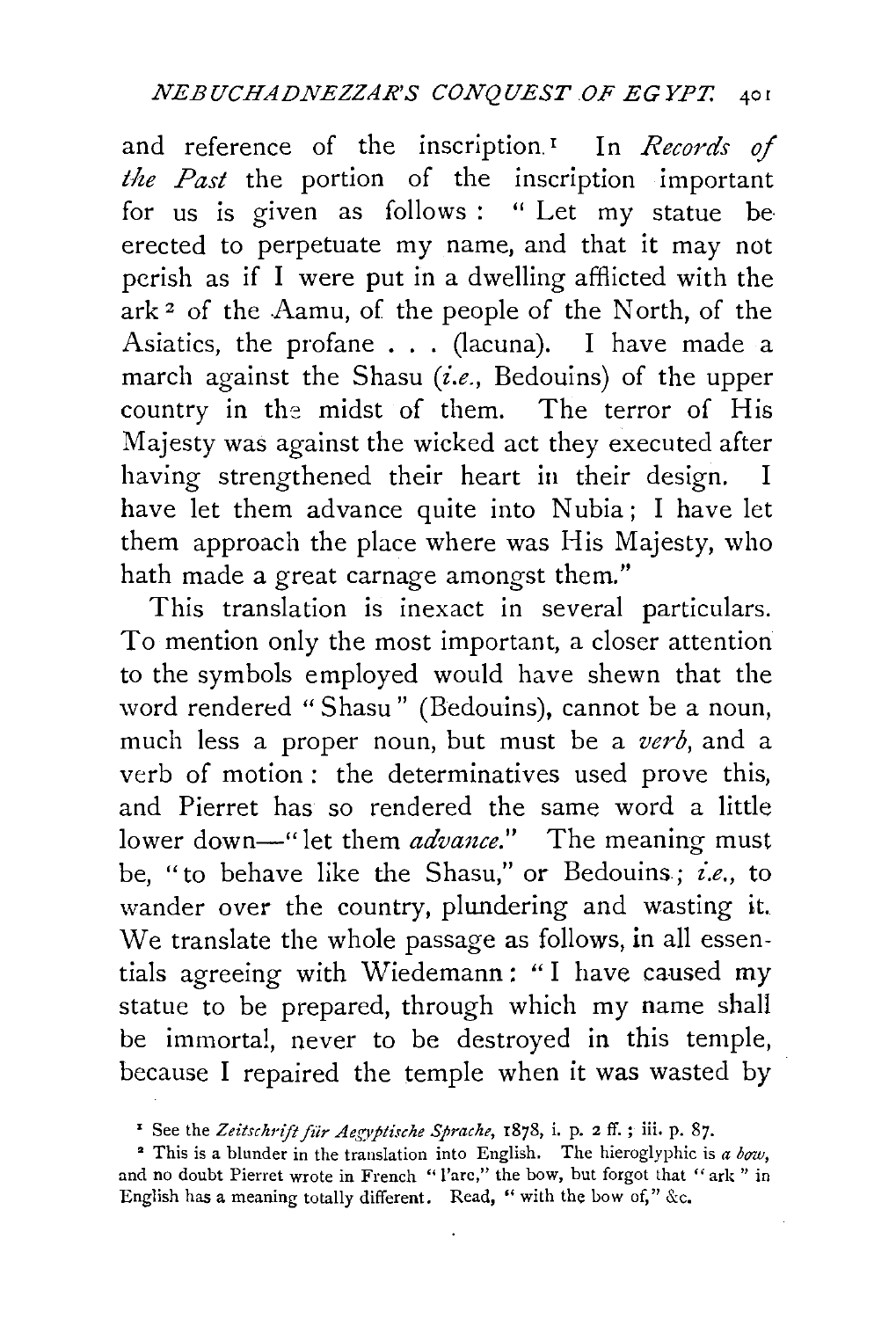and reference of the inscription.[1] In *Records of the Past* the portion of the inscription important for us is given as follows: "Let my statue be erected to perpetuate my name, and that it may not perish as if I were put in a dwelling afflicted with the ark[2] of the Aamu, of the people of the North, of the Asiatics, the profane . . . (lacuna). I have made a march against the Shasu (*i.e.*, Bedouins) of the upper country in the midst of them. The terror of His Majesty was against the wicked act they executed after having strengthened their heart in their design. I have let them advance quite into Nubia; I have let them approach the place where was His Majesty, who hath made a great carnage amongst them."

This translation is inexact in several particulars. To mention only the most important, a closer attention to the symbols employed would have shewn that the word rendered "Shasu" (Bedouins), cannot be a noun, much less a proper noun, but must be a *verb*, and a verb of motion: the determinatives used prove this, and Pierret has so rendered the same word a little lower down—"let them *advance*." The meaning must be, "to behave like the Shasu," or Bedouins; *i.e.*, to wander over the country, plundering and wasting it. We translate the whole passage as follows, in all essentials agreeing with Wiedemann: "I have caused my statue to be prepared, through which my name shall be immortal, never to be destroyed in this temple, because I repaired the temple when it was wasted by

[1] See the *Zeitschrift für Aegyptische Sprache*, 1878, i. p. 2 ff.; iii. p. 87.

[2] This is a blunder in the translation into English. The hieroglyphic is *a bow*, and no doubt Pierret wrote in French "l'arc," the bow, but forgot that "ark" in English has a meaning totally different. Read, "with the bow of," &c.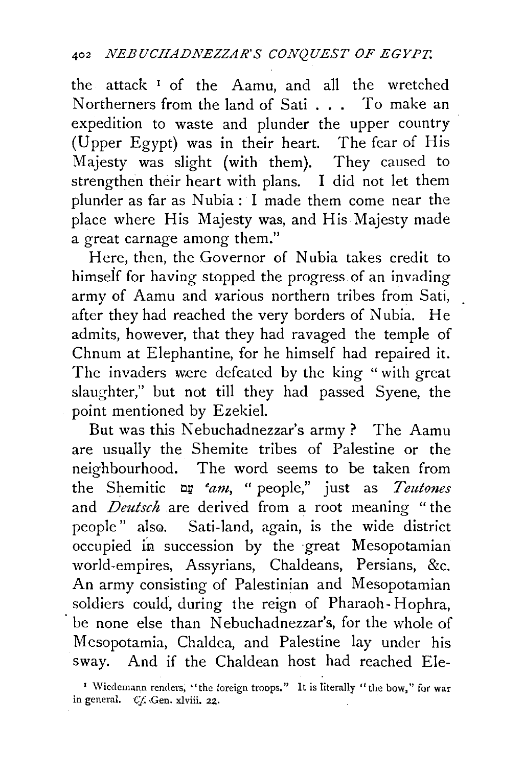the attack [1] of the Aamu, and all the wretched Northerners from the land of Sati . . . To make an expedition to waste and plunder the upper country (Upper Egypt) was in their heart. The fear of His Majesty was slight (with them). They caused to strengthen their heart with plans. I did not let them plunder as far as Nubia : I made them come near the place where His Majesty was, and His Majesty made a great carnage among them."

Here, then, the Governor of Nubia takes credit to himself for having stopped the progress of an invading army of Aamu and various northern tribes from Sati, after they had reached the very borders of Nubia. He admits, however, that they had ravaged the temple of Chnum at Elephantine, for he himself had repaired it. The invaders were defeated by the king "with great slaughter," but not till they had passed Syene, the point mentioned by Ezekiel.

But was this Nebuchadnezzar's army ? The Aamu are usually the Shemite tribes of Palestine or the neighbourhood. The word seems to be taken from the Shemitic עַם *'am*, "people," just as *Teutones* and *Deutsch* are derived from a root meaning "the people" also. Sati-land, again, is the wide district occupied in succession by the great Mesopotamian world-empires, Assyrians, Chaldeans, Persians, &c. An army consisting of Palestinian and Mesopotamian soldiers could, during the reign of Pharaoh-Hophra, be none else than Nebuchadnezzar's, for the whole of Mesopotamia, Chaldea, and Palestine lay under his sway. And if the Chaldean host had reached Ele-

[1] Wiedemann renders, "the foreign troops." It is literally "the bow," for war in general. *Cf.* Gen. xlviii. 22.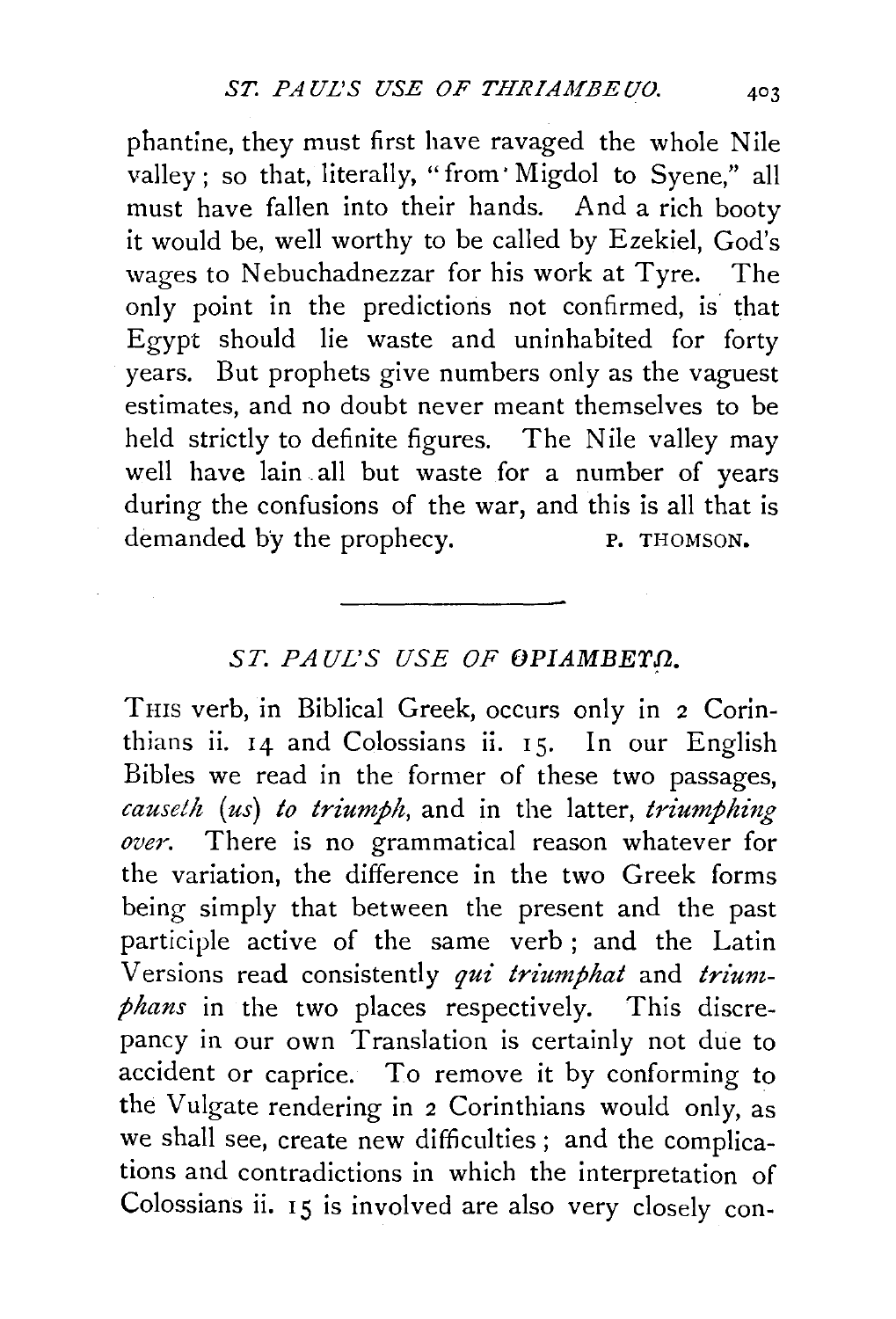phantine, they must first have ravaged the whole Nile valley; so that, literally, "from Migdol to Syene," all must have fallen into their hands. And a rich booty it would be, well worthy to be called by Ezekiel, God's wages to Nebuchadnezzar for his work at Tyre. The only point in the predictions not confirmed, is that Egypt should lie waste and uninhabited for forty years. But prophets give numbers only as the vaguest estimates, and no doubt never meant themselves to be held strictly to definite figures. The Nile valley may well have lain all but waste for a number of years during the confusions of the war, and this is all that is demanded by the prophecy.

P. THOMSON.

---

## *ST. PAUL'S USE OF ΘΡΙΑΜΒΕΥΩ.*

THIS verb, in Biblical Greek, occurs only in 2 Corinthians ii. 14 and Colossians ii. 15. In our English Bibles we read in the former of these two passages, *causeth (us) to triumph*, and in the latter, *triumphing over*. There is no grammatical reason whatever for the variation, the difference in the two Greek forms being simply that between the present and the past participle active of the same verb; and the Latin Versions read consistently *qui triumphat* and *triumphans* in the two places respectively. This discrepancy in our own Translation is certainly not due to accident or caprice. To remove it by conforming to the Vulgate rendering in 2 Corinthians would only, as we shall see, create new difficulties; and the complications and contradictions in which the interpretation of Colossians ii. 15 is involved are also very closely con-